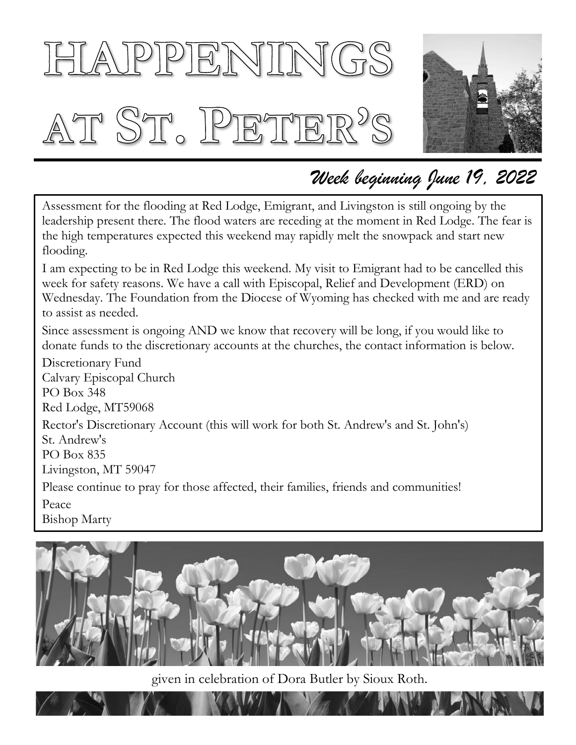# HAPPENINGS AT ST. PETER'S

*Week beginning June 19, 2022*

Assessment for the flooding at Red Lodge, Emigrant, and Livingston is still ongoing by the leadership present there. The flood waters are receding at the moment in Red Lodge. The fear is the high temperatures expected this weekend may rapidly melt the snowpack and start new flooding.

I am expecting to be in Red Lodge this weekend. My visit to Emigrant had to be cancelled this week for safety reasons. We have a call with Episcopal, Relief and Development (ERD) on Wednesday. The Foundation from the Diocese of Wyoming has checked with me and are ready to assist as needed.

Since assessment is ongoing AND we know that recovery will be long, if you would like to donate funds to the discretionary accounts at the churches, the contact information is below.

Discretionary Fund
Calvary Episcopal Church
PO Box 348
Red Lodge, MT59068

Rector's Discretionary Account (this will work for both St. Andrew's and St. John's)
St. Andrew's
PO Box 835
Livingston, MT 59047

Please continue to pray for those affected, their families, friends and communities!

Peace
Bishop Marty

given in celebration of Dora Butler by Sioux Roth.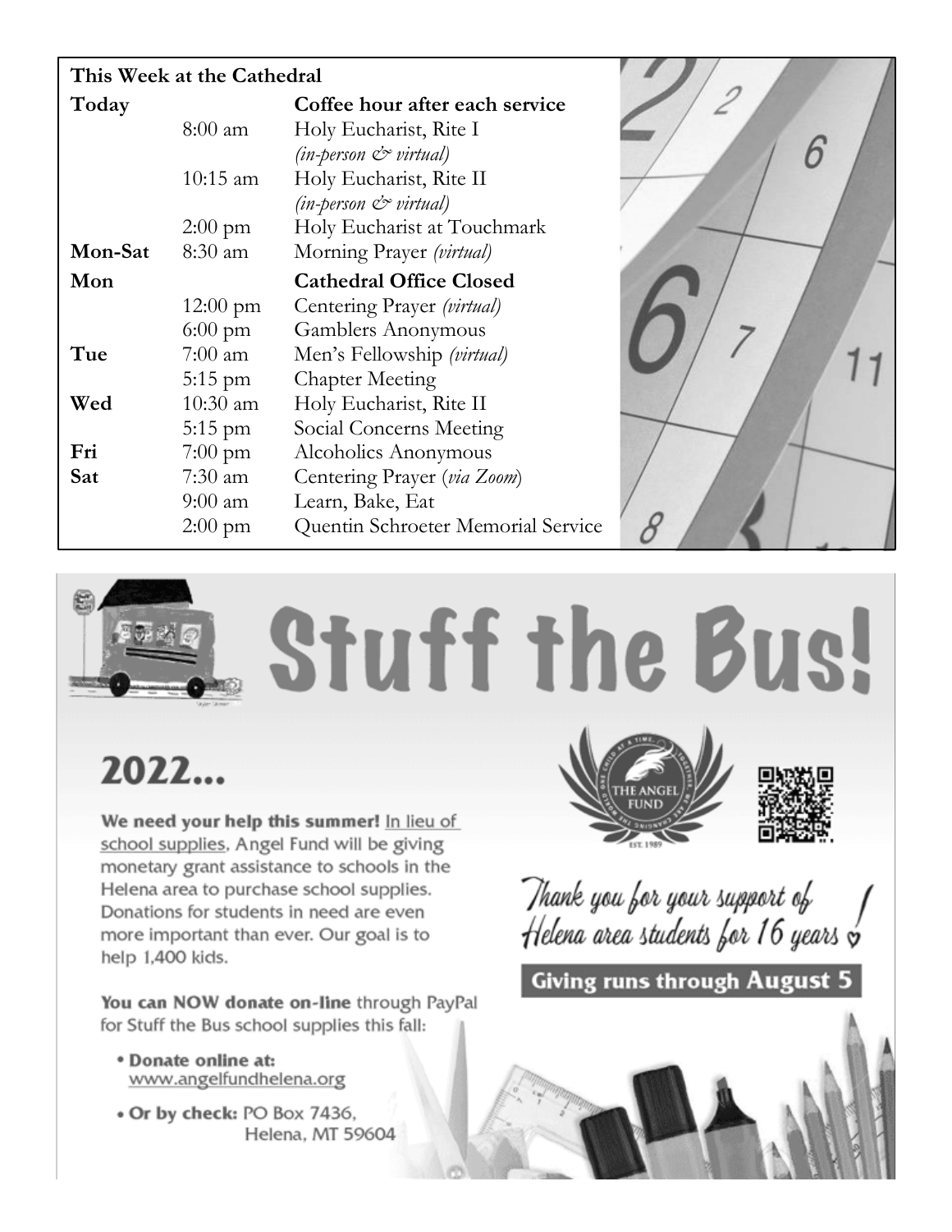**This Week at the Cathedral**

| | | |
|---|---|---|
| **Today** | | **Coffee hour after each service** |
| | 8:00 am | Holy Eucharist, Rite I *(in-person & virtual)* |
| | 10:15 am | Holy Eucharist, Rite II *(in-person & virtual)* |
| | 2:00 pm | Holy Eucharist at Touchmark |
| **Mon-Sat** | 8:30 am | Morning Prayer *(virtual)* |
| **Mon** | | **Cathedral Office Closed** |
| | 12:00 pm | Centering Prayer *(virtual)* |
| | 6:00 pm | Gamblers Anonymous |
| **Tue** | 7:00 am | Men's Fellowship *(virtual)* |
| | 5:15 pm | Chapter Meeting |
| **Wed** | 10:30 am | Holy Eucharist, Rite II |
| | 5:15 pm | Social Concerns Meeting |
| **Fri** | 7:00 pm | Alcoholics Anonymous |
| **Sat** | 7:30 am | Centering Prayer (*via Zoom*) |
| | 9:00 am | Learn, Bake, Eat |
| | 2:00 pm | Quentin Schroeter Memorial Service |

# Stuff the Bus!

## 2022...

**We need your help this summer!** In lieu of school supplies, Angel Fund will be giving monetary grant assistance to schools in the Helena area to purchase school supplies. Donations for students in need are even more important than ever. Our goal is to help 1,400 kids.

**You can NOW donate on-line** through PayPal for Stuff the Bus school supplies this fall:

- **Donate online at:** www.angelfundhelena.org
- **Or by check:** PO Box 7436, Helena, MT 59604

THE ANGEL FUND — EST. 1989

*Thank you for your support of Helena area students for 16 years!*

**Giving runs through August 5**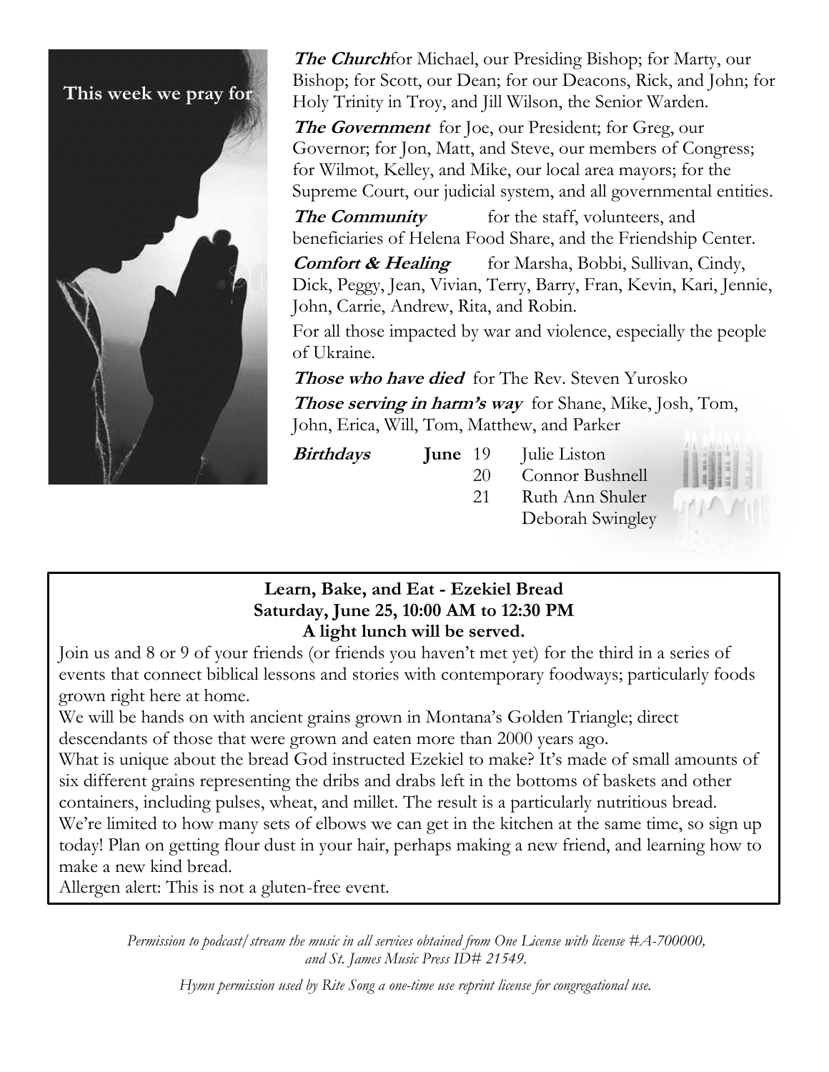## This week we pray for

***The Church*** for Michael, our Presiding Bishop; for Marty, our Bishop; for Scott, our Dean; for our Deacons, Rick, and John; for Holy Trinity in Troy, and Jill Wilson, the Senior Warden.

***The Government*** for Joe, our President; for Greg, our Governor; for Jon, Matt, and Steve, our members of Congress; for Wilmot, Kelley, and Mike, our local area mayors; for the Supreme Court, our judicial system, and all governmental entities.

***The Community*** for the staff, volunteers, and beneficiaries of Helena Food Share, and the Friendship Center.

***Comfort & Healing*** for Marsha, Bobbi, Sullivan, Cindy, Dick, Peggy, Jean, Vivian, Terry, Barry, Fran, Kevin, Kari, Jennie, John, Carrie, Andrew, Rita, and Robin.

For all those impacted by war and violence, especially the people of Ukraine.

***Those who have died*** for The Rev. Steven Yurosko

***Those serving in harm's way*** for Shane, Mike, Josh, Tom, John, Erica, Will, Tom, Matthew, and Parker

***Birthdays***

**June** 19 Julie Liston
20 Connor Bushnell
21 Ruth Ann Shuler
Deborah Swingley

**Learn, Bake, and Eat - Ezekiel Bread**
**Saturday, June 25, 10:00 AM to 12:30 PM**
**A light lunch will be served.**

Join us and 8 or 9 of your friends (or friends you haven't met yet) for the third in a series of events that connect biblical lessons and stories with contemporary foodways; particularly foods grown right here at home.

We will be hands on with ancient grains grown in Montana's Golden Triangle; direct descendants of those that were grown and eaten more than 2000 years ago.

What is unique about the bread God instructed Ezekiel to make? It's made of small amounts of six different grains representing the dribs and drabs left in the bottoms of baskets and other containers, including pulses, wheat, and millet. The result is a particularly nutritious bread.

We're limited to how many sets of elbows we can get in the kitchen at the same time, so sign up today! Plan on getting flour dust in your hair, perhaps making a new friend, and learning how to make a new kind bread.

Allergen alert: This is not a gluten-free event.

*Permission to podcast/stream the music in all services obtained from One License with license #A-700000, and St. James Music Press ID# 21549.*

*Hymn permission used by Rite Song a one-time use reprint license for congregational use.*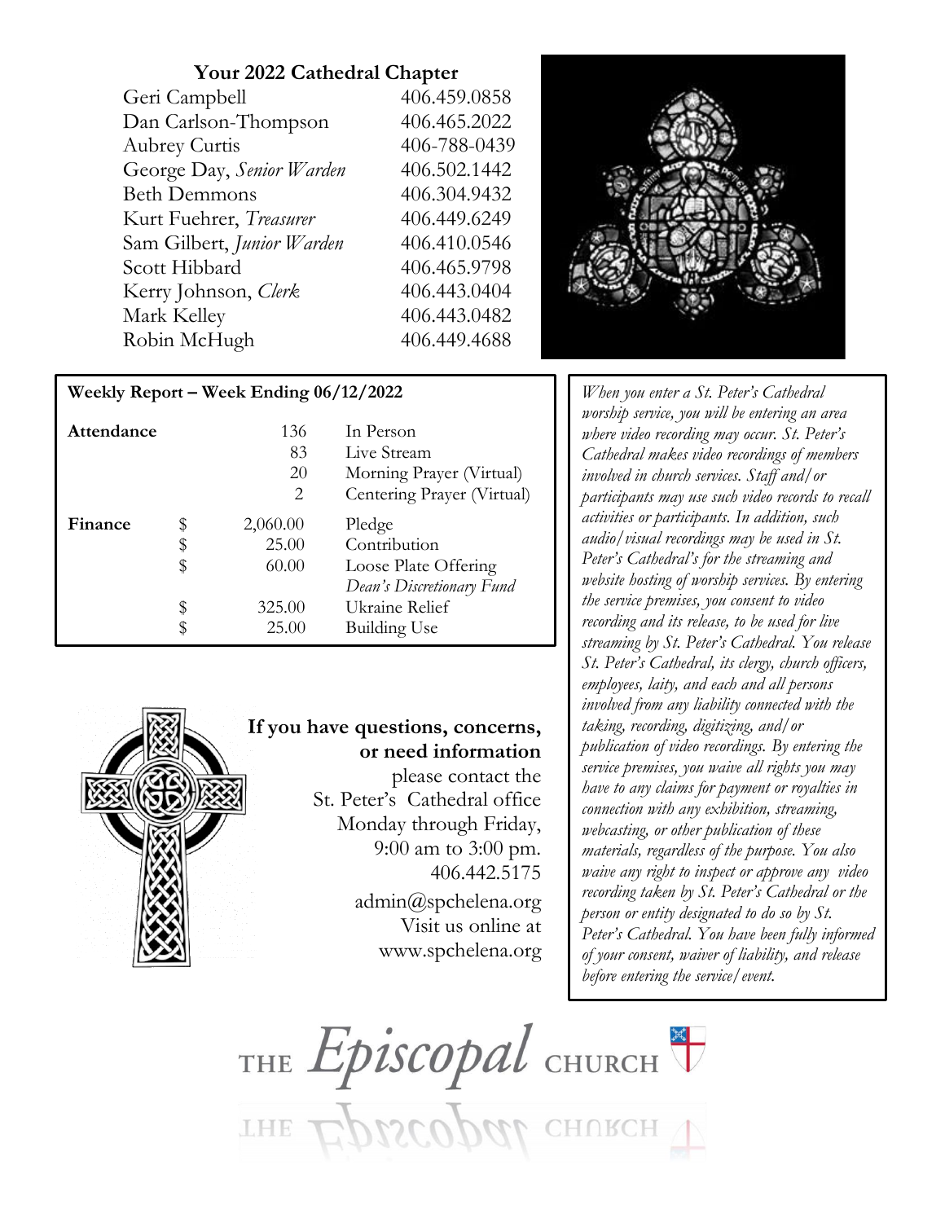## Your 2022 Cathedral Chapter

| | |
|---|---|
| Geri Campbell | 406.459.0858 |
| Dan Carlson-Thompson | 406.465.2022 |
| Aubrey Curtis | 406-788-0439 |
| George Day, *Senior Warden* | 406.502.1442 |
| Beth Demmons | 406.304.9432 |
| Kurt Fuehrer, *Treasurer* | 406.449.6249 |
| Sam Gilbert, *Junior Warden* | 406.410.0546 |
| Scott Hibbard | 406.465.9798 |
| Kerry Johnson, *Clerk* | 406.443.0404 |
| Mark Kelley | 406.443.0482 |
| Robin McHugh | 406.449.4688 |

### Weekly Report – Week Ending 06/12/2022

| | | | |
|---|---|---|---|
| **Attendance** | | 136 | In Person |
| | | 83 | Live Stream |
| | | 20 | Morning Prayer (Virtual) |
| | | 2 | Centering Prayer (Virtual) |
| **Finance** | $ | 2,060.00 | Pledge |
| | $ | 25.00 | Contribution |
| | $ | 60.00 | Loose Plate Offering |
| | | | *Dean's Discretionary Fund* |
| | $ | 325.00 | Ukraine Relief |
| | $ | 25.00 | Building Use |

*When you enter a St. Peter's Cathedral worship service, you will be entering an area where video recording may occur. St. Peter's Cathedral makes video recordings of members involved in church services. Staff and/or participants may use such video records to recall activities or participants. In addition, such audio/visual recordings may be used in St. Peter's Cathedral's for the streaming and website hosting of worship services. By entering the service premises, you consent to video recording and its release, to be used for live streaming by St. Peter's Cathedral. You release St. Peter's Cathedral, its clergy, church officers, employees, laity, and each and all persons involved from any liability connected with the taking, recording, digitizing, and/or publication of video recordings. By entering the service premises, you waive all rights you may have to any claims for payment or royalties in connection with any exhibition, streaming, webcasting, or other publication of these materials, regardless of the purpose. You also waive any right to inspect or approve any video recording taken by St. Peter's Cathedral or the person or entity designated to do so by St. Peter's Cathedral. You have been fully informed of your consent, waiver of liability, and release before entering the service/event.*

**If you have questions, concerns, or need information**

please contact the St. Peter's Cathedral office Monday through Friday, 9:00 am to 3:00 pm.
406.442.5175
admin@spchelena.org
Visit us online at
www.spchelena.org

THE *Episcopal* CHURCH